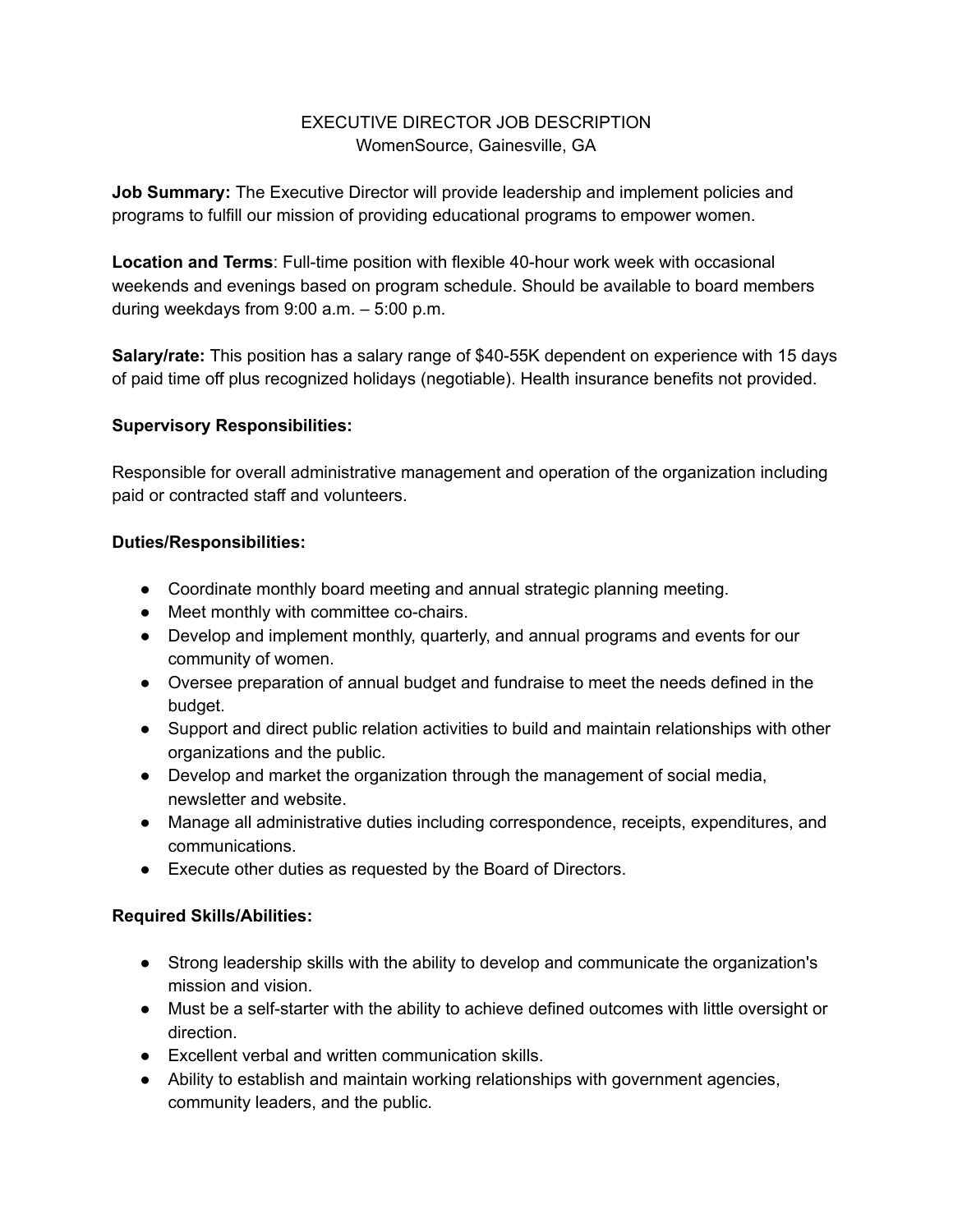# EXECUTIVE DIRECTOR JOB DESCRIPTION

WomenSource, Gainesville, GA

**Job Summary:** The Executive Director will provide leadership and implement policies and programs to fulfill our mission of providing educational programs to empower women.

**Location and Terms**: Full-time position with flexible 40-hour work week with occasional weekends and evenings based on program schedule. Should be available to board members during weekdays from 9:00 a.m. – 5:00 p.m.

**Salary/rate:** This position has a salary range of $40-55K dependent on experience with 15 days of paid time off plus recognized holidays (negotiable). Health insurance benefits not provided.

**Supervisory Responsibilities:**

Responsible for overall administrative management and operation of the organization including paid or contracted staff and volunteers.

**Duties/Responsibilities:**

- Coordinate monthly board meeting and annual strategic planning meeting.
- Meet monthly with committee co-chairs.
- Develop and implement monthly, quarterly, and annual programs and events for our community of women.
- Oversee preparation of annual budget and fundraise to meet the needs defined in the budget.
- Support and direct public relation activities to build and maintain relationships with other organizations and the public.
- Develop and market the organization through the management of social media, newsletter and website.
- Manage all administrative duties including correspondence, receipts, expenditures, and communications.
- Execute other duties as requested by the Board of Directors.

**Required Skills/Abilities:**

- Strong leadership skills with the ability to develop and communicate the organization's mission and vision.
- Must be a self-starter with the ability to achieve defined outcomes with little oversight or direction.
- Excellent verbal and written communication skills.
- Ability to establish and maintain working relationships with government agencies, community leaders, and the public.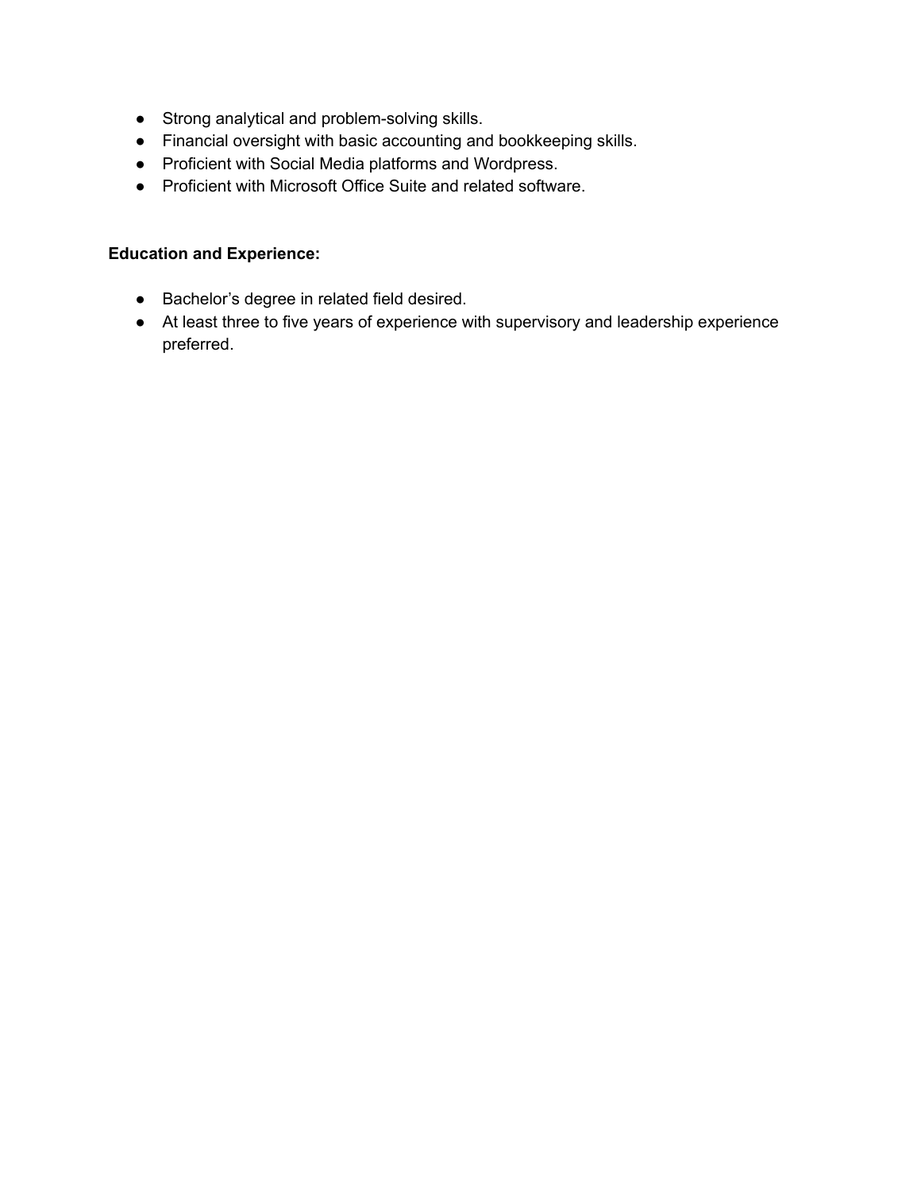- Strong analytical and problem-solving skills.
- Financial oversight with basic accounting and bookkeeping skills.
- Proficient with Social Media platforms and Wordpress.
- Proficient with Microsoft Office Suite and related software.

**Education and Experience:**

- Bachelor's degree in related field desired.
- At least three to five years of experience with supervisory and leadership experience preferred.